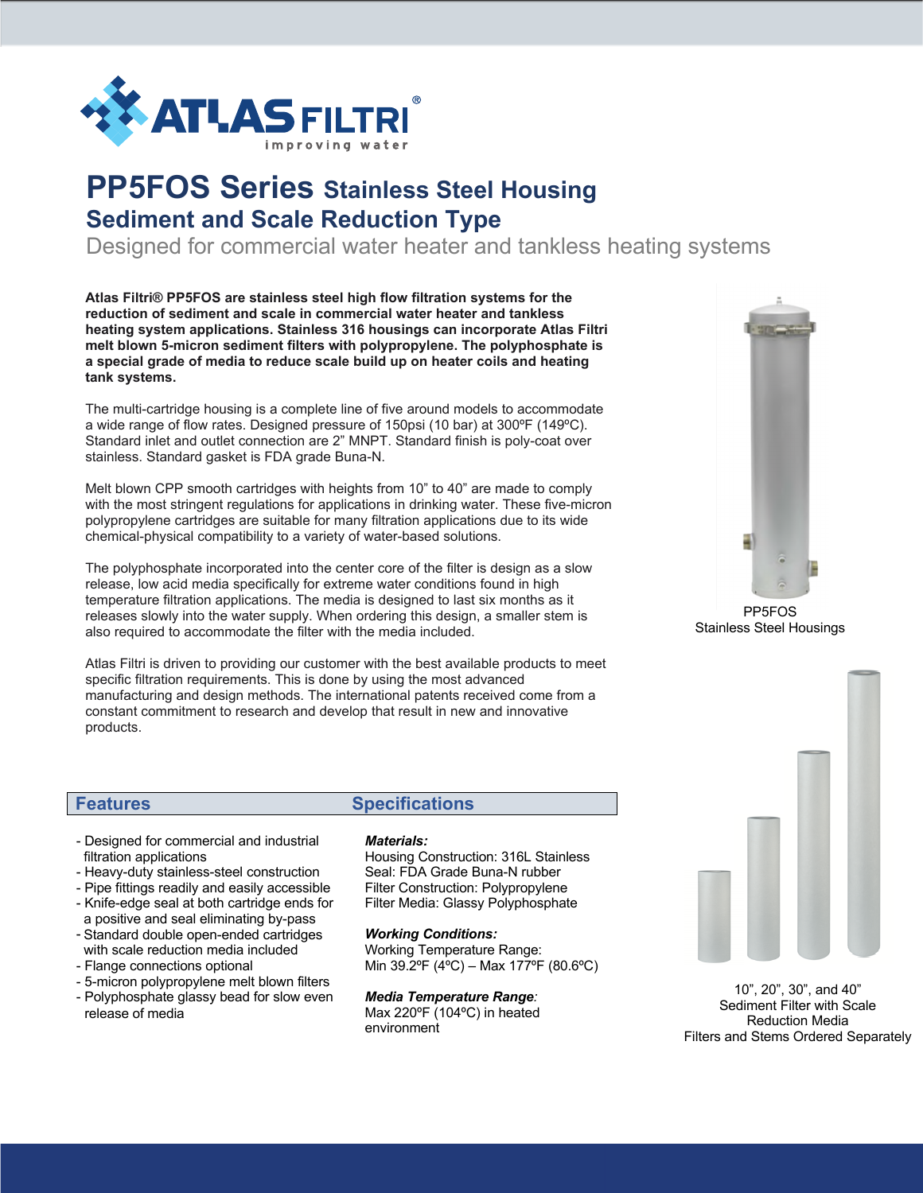ATLAS FILTRI®
improving water

# PP5FOS Series Stainless Steel Housing

## Sediment and Scale Reduction Type

Designed for commercial water heater and tankless heating systems

**Atlas Filtri® PP5FOS are stainless steel high flow filtration systems for the reduction of sediment and scale in commercial water heater and tankless heating system applications. Stainless 316 housings can incorporate Atlas Filtri melt blown 5-micron sediment filters with polypropylene. The polyphosphate is a special grade of media to reduce scale build up on heater coils and heating tank systems.**

The multi-cartridge housing is a complete line of five around models to accommodate a wide range of flow rates. Designed pressure of 150psi (10 bar) at 300ºF (149ºC). Standard inlet and outlet connection are 2" MNPT. Standard finish is poly-coat over stainless. Standard gasket is FDA grade Buna-N.

Melt blown CPP smooth cartridges with heights from 10" to 40" are made to comply with the most stringent regulations for applications in drinking water. These five-micron polypropylene cartridges are suitable for many filtration applications due to its wide chemical-physical compatibility to a variety of water-based solutions.

The polyphosphate incorporated into the center core of the filter is design as a slow release, low acid media specifically for extreme water conditions found in high temperature filtration applications. The media is designed to last six months as it releases slowly into the water supply. When ordering this design, a smaller stem is also required to accommodate the filter with the media included.

Atlas Filtri is driven to providing our customer with the best available products to meet specific filtration requirements. This is done by using the most advanced manufacturing and design methods. The international patents received come from a constant commitment to research and develop that result in new and innovative products.

PP5FOS
Stainless Steel Housings

## Features

- Designed for commercial and industrial filtration applications
- Heavy-duty stainless-steel construction
- Pipe fittings readily and easily accessible
- Knife-edge seal at both cartridge ends for a positive and seal eliminating by-pass
- Standard double open-ended cartridges with scale reduction media included
- Flange connections optional
- 5-micron polypropylene melt blown filters
- Polyphosphate glassy bead for slow even release of media

## Specifications

***Materials:***
Housing Construction: 316L Stainless
Seal: FDA Grade Buna-N rubber
Filter Construction: Polypropylene
Filter Media: Glassy Polyphosphate

***Working Conditions:***
Working Temperature Range:
Min 39.2ºF (4ºC) – Max 177ºF (80.6ºC)

***Media Temperature Range:***
Max 220ºF (104ºC) in heated environment

10", 20", 30", and 40"
Sediment Filter with Scale Reduction Media
Filters and Stems Ordered Separately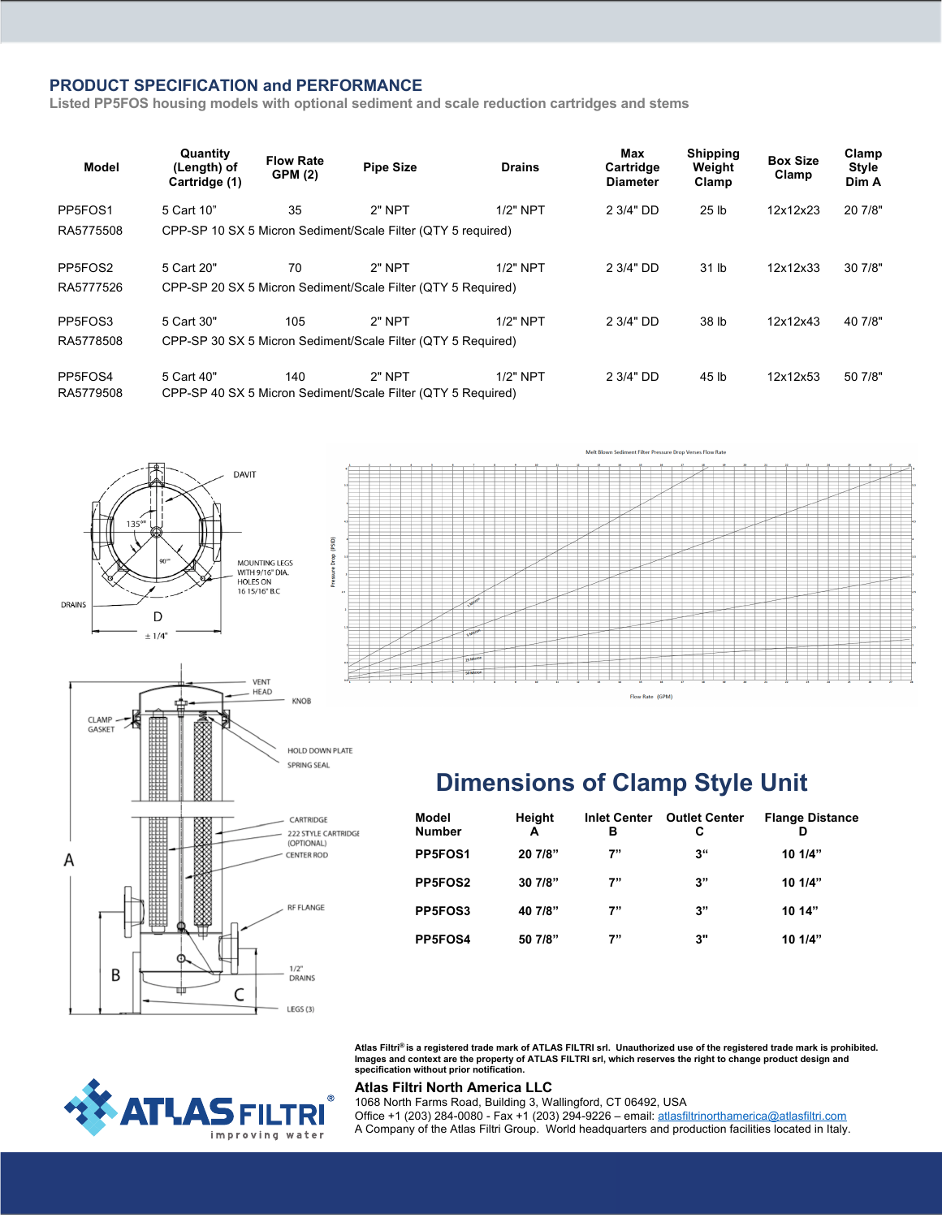## PRODUCT SPECIFICATION and PERFORMANCE

Listed PP5FOS housing models with optional sediment and scale reduction cartridges and stems

| Model | Quantity (Length) of Cartridge (1) | Flow Rate GPM (2) | Pipe Size | Drains | Max Cartridge Diameter | Shipping Weight Clamp | Box Size Clamp | Clamp Style Dim A |
|---|---|---|---|---|---|---|---|---|
| PP5FOS1 | 5 Cart 10" | 35 | 2" NPT | 1/2" NPT | 2 3/4" DD | 25 lb | 12x12x23 | 20 7/8" |
| RA5775508 | CPP-SP 10 SX 5 Micron Sediment/Scale Filter (QTY 5 required) | | | | | | | |
| PP5FOS2 | 5 Cart 20" | 70 | 2" NPT | 1/2" NPT | 2 3/4" DD | 31 lb | 12x12x33 | 30 7/8" |
| RA5777526 | CPP-SP 20 SX 5 Micron Sediment/Scale Filter (QTY 5 Required) | | | | | | | |
| PP5FOS3 | 5 Cart 30" | 105 | 2" NPT | 1/2" NPT | 2 3/4" DD | 38 lb | 12x12x43 | 40 7/8" |
| RA5778508 | CPP-SP 30 SX 5 Micron Sediment/Scale Filter (QTY 5 Required) | | | | | | | |
| PP5FOS4 | 5 Cart 40" | 140 | 2" NPT | 1/2" NPT | 2 3/4" DD | 45 lb | 12x12x53 | 50 7/8" |
| RA5779508 | CPP-SP 40 SX 5 Micron Sediment/Scale Filter (QTY 5 Required) | | | | | | | |

DAVIT

135°

90°

MOUNTING LEGS WITH 9/16" DIA. HOLES ON 16 15/16" B.C

DRAINS

D

± 1/4"

Melt Blown Sediment Filter Pressure Drop Verses Flow Rate

Pressure Drop (PSID)

Flow Rate (GPM)

1 Micron

5 Micron

25 Micron

50 Micron

VENT

HEAD

KNOB

CLAMP

GASKET

HOLD DOWN PLATE

SPRING SEAL

CARTRIDGE

222 STYLE CARTRIDGE (OPTIONAL)

CENTER ROD

A

RF FLANGE

B

C

1/2" DRAINS

LEGS (3)

## Dimensions of Clamp Style Unit

| Model Number | Height A | Inlet Center B | Outlet Center C | Flange Distance D |
|---|---|---|---|---|
| PP5FOS1 | 20 7/8" | 7" | 3" | 10 1/4" |
| PP5FOS2 | 30 7/8" | 7" | 3" | 10 1/4" |
| PP5FOS3 | 40 7/8" | 7" | 3" | 10 14" |
| PP5FOS4 | 50 7/8" | 7" | 3" | 10 1/4" |

Atlas Filtri® is a registered trade mark of ATLAS FILTRI srl. Unauthorized use of the registered trade mark is prohibited. Images and context are the property of ATLAS FILTRI srl, which reserves the right to change product design and specification without prior notification.

**Atlas Filtri North America LLC**

1068 North Farms Road, Building 3, Wallingford, CT 06492, USA

Office +1 (203) 284-0080 - Fax +1 (203) 294-9226 – email: atlasfiltrinorthamerica@atlasfiltri.com

A Company of the Atlas Filtri Group. World headquarters and production facilities located in Italy.

ATLAS FILTRI®

improving water